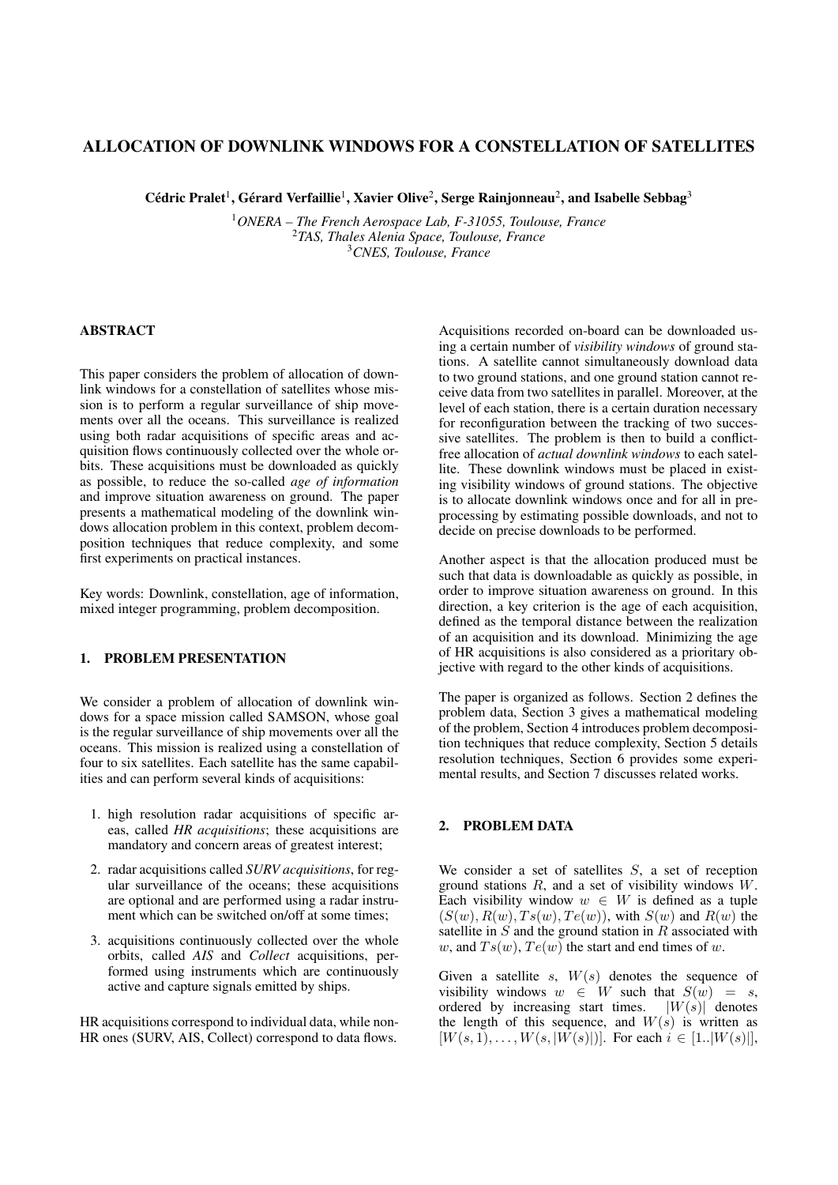# ALLOCATION OF DOWNLINK WINDOWS FOR A CONSTELLATION OF SATELLITES

**Cédric Pralet[1], Gérard Verfaillie[1], Xavier Olive[2], Serge Rainjonneau[2], and Isabelle Sebbag[3]**

[1]*ONERA – The French Aerospace Lab, F-31055, Toulouse, France*
[2]*TAS, Thales Alenia Space, Toulouse, France*
[3]*CNES, Toulouse, France*

## ABSTRACT

This paper considers the problem of allocation of downlink windows for a constellation of satellites whose mission is to perform a regular surveillance of ship movements over all the oceans. This surveillance is realized using both radar acquisitions of specific areas and acquisition flows continuously collected over the whole orbits. These acquisitions must be downloaded as quickly as possible, to reduce the so-called *age of information* and improve situation awareness on ground. The paper presents a mathematical modeling of the downlink windows allocation problem in this context, problem decomposition techniques that reduce complexity, and some first experiments on practical instances.

Key words: Downlink, constellation, age of information, mixed integer programming, problem decomposition.

## 1. PROBLEM PRESENTATION

We consider a problem of allocation of downlink windows for a space mission called SAMSON, whose goal is the regular surveillance of ship movements over all the oceans. This mission is realized using a constellation of four to six satellites. Each satellite has the same capabilities and can perform several kinds of acquisitions:

1. high resolution radar acquisitions of specific areas, called *HR acquisitions*; these acquisitions are mandatory and concern areas of greatest interest;
2. radar acquisitions called *SURV acquisitions*, for regular surveillance of the oceans; these acquisitions are optional and are performed using a radar instrument which can be switched on/off at some times;
3. acquisitions continuously collected over the whole orbits, called *AIS* and *Collect* acquisitions, performed using instruments which are continuously active and capture signals emitted by ships.

HR acquisitions correspond to individual data, while non-HR ones (SURV, AIS, Collect) correspond to data flows.

Acquisitions recorded on-board can be downloaded using a certain number of *visibility windows* of ground stations. A satellite cannot simultaneously download data to two ground stations, and one ground station cannot receive data from two satellites in parallel. Moreover, at the level of each station, there is a certain duration necessary for reconfiguration between the tracking of two successive satellites. The problem is then to build a conflict-free allocation of *actual downlink windows* to each satellite. These downlink windows must be placed in existing visibility windows of ground stations. The objective is to allocate downlink windows once and for all in preprocessing by estimating possible downloads, and not to decide on precise downloads to be performed.

Another aspect is that the allocation produced must be such that data is downloadable as quickly as possible, in order to improve situation awareness on ground. In this direction, a key criterion is the age of each acquisition, defined as the temporal distance between the realization of an acquisition and its download. Minimizing the age of HR acquisitions is also considered as a prioritary objective with regard to the other kinds of acquisitions.

The paper is organized as follows. Section 2 defines the problem data, Section 3 gives a mathematical modeling of the problem, Section 4 introduces problem decomposition techniques that reduce complexity, Section 5 details resolution techniques, Section 6 provides some experimental results, and Section 7 discusses related works.

## 2. PROBLEM DATA

We consider a set of satellites $S$, a set of reception ground stations $R$, and a set of visibility windows $W$. Each visibility window $w \in W$ is defined as a tuple $(S(w), R(w), Ts(w), Te(w))$, with $S(w)$ and $R(w)$ the satellite in $S$ and the ground station in $R$ associated with $w$, and $Ts(w)$, $Te(w)$ the start and end times of $w$.

Given a satellite $s$, $W(s)$ denotes the sequence of visibility windows $w \in W$ such that $S(w) = s$, ordered by increasing start times. $|W(s)|$ denotes the length of this sequence, and $W(s)$ is written as $[W(s,1), \ldots, W(s,|W(s)|)]$. For each $i \in [1..|W(s)|]$,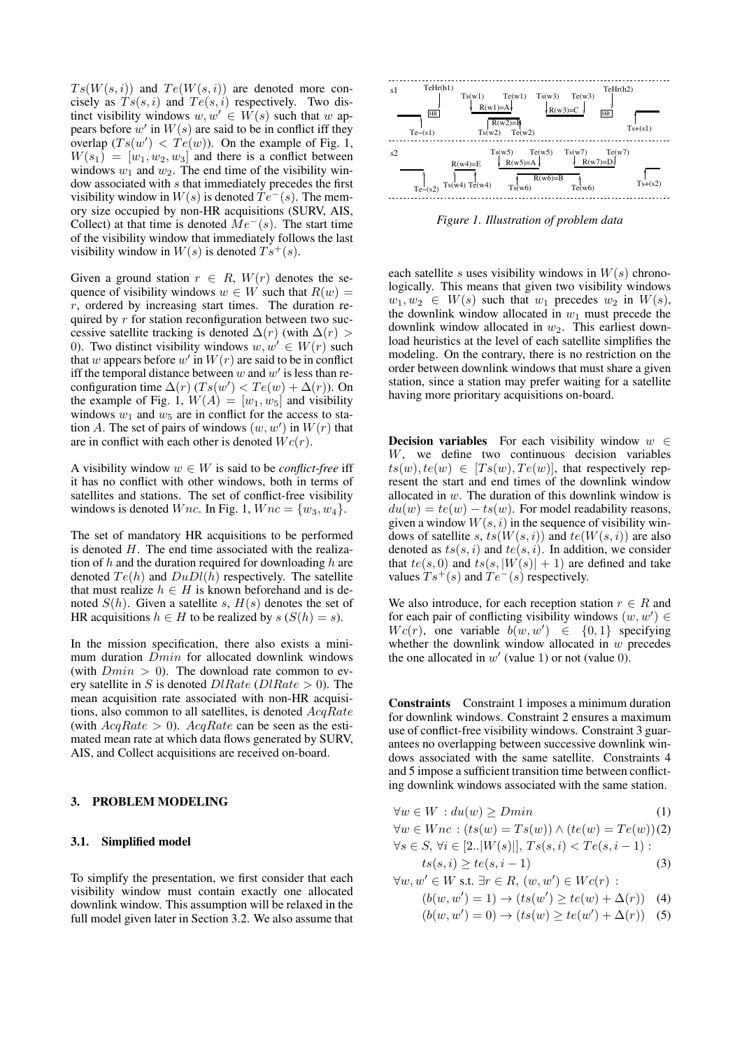$Ts(W(s,i))$ and $Te(W(s,i))$ are denoted more concisely as $Ts(s,i)$ and $Te(s,i)$ respectively. Two distinct visibility windows $w, w' \in W(s)$ such that $w$ appears before $w'$ in $W(s)$ are said to be in conflict iff they overlap ($Ts(w') < Te(w)$). On the example of Fig. 1, $W(s_1) = [w_1, w_2, w_3]$ and there is a conflict between windows $w_1$ and $w_2$. The end time of the visibility window associated with $s$ that immediately precedes the first visibility window in $W(s)$ is denoted $Te^-(s)$. The memory size occupied by non-HR acquisitions (SURV, AIS, Collect) at that time is denoted $Me^-(s)$. The start time of the visibility window that immediately follows the last visibility window in $W(s)$ is denoted $Ts^+(s)$.

Given a ground station $r \in R$, $W(r)$ denotes the sequence of visibility windows $w \in W$ such that $R(w) = r$, ordered by increasing start times. The duration required by $r$ for station reconfiguration between two successive satellite tracking is denoted $\Delta(r)$ (with $\Delta(r) > 0$). Two distinct visibility windows $w, w' \in W(r)$ such that $w$ appears before $w'$ in $W(r)$ are said to be in conflict iff the temporal distance between $w$ and $w'$ is less than reconfiguration time $\Delta(r)$ ($Ts(w') < Te(w) + \Delta(r)$). On the example of Fig. 1, $W(A) = [w_1, w_5]$ and visibility windows $w_1$ and $w_5$ are in conflict for the access to station $A$. The set of pairs of windows $(w, w')$ in $W(r)$ that are in conflict with each other is denoted $Wc(r)$.

A visibility window $w \in W$ is said to be *conflict-free* iff it has no conflict with other windows, both in terms of satellites and stations. The set of conflict-free visibility windows is denoted $Wnc$. In Fig. 1, $Wnc = \{w_3, w_4\}$.

The set of mandatory HR acquisitions to be performed is denoted $H$. The end time associated with the realization of $h$ and the duration required for downloading $h$ are denoted $Te(h)$ and $DuDl(h)$ respectively. The satellite that must realize $h \in H$ is known beforehand and is denoted $S(h)$. Given a satellite $s$, $H(s)$ denotes the set of HR acquisitions $h \in H$ to be realized by $s$ ($S(h) = s$).

In the mission specification, there also exists a minimum duration $Dmin$ for allocated downlink windows (with $Dmin > 0$). The download rate common to every satellite in $S$ is denoted $DlRate$ ($DlRate > 0$). The mean acquisition rate associated with non-HR acquisitions, also common to all satellites, is denoted $AcqRate$ (with $AcqRate > 0$). $AcqRate$ can be seen as the estimated mean rate at which data flows generated by SURV, AIS, and Collect acquisitions are received on-board.

## 3. PROBLEM MODELING

### 3.1. Simplified model

To simplify the presentation, we first consider that each visibility window must contain exactly one allocated downlink window. This assumption will be relaxed in the full model given later in Section 3.2. We also assume that each satellite $s$ uses visibility windows in $W(s)$ chronologically. This means that given two visibility windows $w_1, w_2 \in W(s)$ such that $w_1$ precedes $w_2$ in $W(s)$, the downlink window allocated in $w_1$ must precede the downlink window allocated in $w_2$. This earliest download heuristics at the level of each satellite simplifies the modeling. On the contrary, there is no restriction on the order between downlink windows that must share a given station, since a station may prefer waiting for a satellite having more prioritary acquisitions on-board.

*Figure 1. Illustration of problem data*

**Decision variables** For each visibility window $w \in W$, we define two continuous decision variables $ts(w), te(w) \in [Ts(w), Te(w)]$, that respectively represent the start and end times of the downlink window allocated in $w$. The duration of this downlink window is $du(w) = te(w) - ts(w)$. For model readability reasons, given a window $W(s,i)$ in the sequence of visibility windows of satellite $s$, $ts(W(s,i))$ and $te(W(s,i))$ are also denoted as $ts(s,i)$ and $te(s,i)$. In addition, we consider that $te(s,0)$ and $ts(s,|W(s)|+1)$ are defined and take values $Ts^+(s)$ and $Te^-(s)$ respectively.

We also introduce, for each reception station $r \in R$ and for each pair of conflicting visibility windows $(w, w') \in Wc(r)$, one variable $b(w, w') \in \{0, 1\}$ specifying whether the downlink window allocated in $w$ precedes the one allocated in $w'$ (value 1) or not (value 0).

**Constraints** Constraint 1 imposes a minimum duration for downlink windows. Constraint 2 ensures a maximum use of conflict-free visibility windows. Constraint 3 guarantees no overlapping between successive downlink windows associated with the same satellite. Constraints 4 and 5 impose a sufficient transition time between conflicting downlink windows associated with the same station.

$$\forall w \in W \, : du(w) \geq Dmin \tag{1}$$

$$\forall w \in Wnc \, : (ts(w) = Ts(w)) \wedge (te(w) = Te(w)) \tag{2}$$

$$\forall s \in S, \forall i \in [2..|W(s)|], Ts(s,i) < Te(s,i-1) : \quad ts(s,i) \geq te(s,i-1) \tag{3}$$

$$\forall w, w' \in W \text{ s.t. } \exists r \in R, (w, w') \in Wc(r) \, :$$

$$(b(w,w') = 1) \rightarrow (ts(w') \geq te(w) + \Delta(r)) \tag{4}$$

$$(b(w,w') = 0) \rightarrow (ts(w) \geq te(w') + \Delta(r)) \tag{5}$$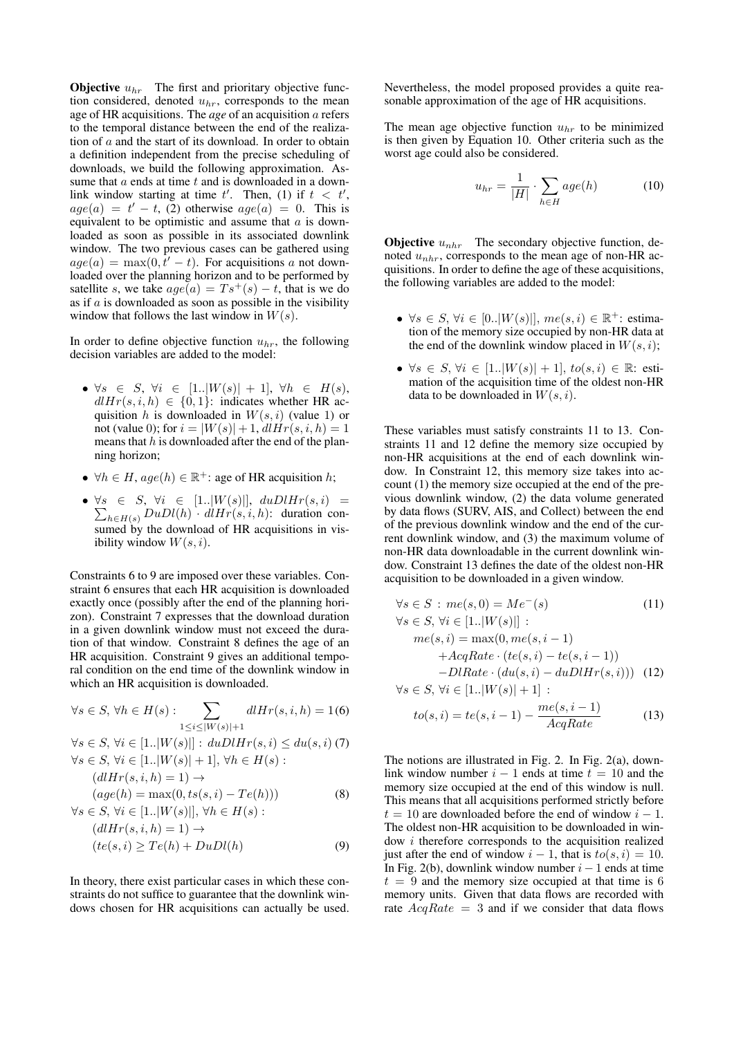**Objective** $u_{hr}$ The first and prioritary objective function considered, denoted $u_{hr}$, corresponds to the mean age of HR acquisitions. The *age* of an acquisition $a$ refers to the temporal distance between the end of the realization of $a$ and the start of its download. In order to obtain a definition independent from the precise scheduling of downloads, we build the following approximation. Assume that $a$ ends at time $t$ and is downloaded in a downlink window starting at time $t'$. Then, (1) if $t < t'$, $age(a) = t' - t$, (2) otherwise $age(a) = 0$. This is equivalent to be optimistic and assume that $a$ is downloaded as soon as possible in its associated downlink window. The two previous cases can be gathered using $age(a) = \max(0, t' - t)$. For acquisitions $a$ not downloaded over the planning horizon and to be performed by satellite $s$, we take $age(a) = Ts^+(s) - t$, that is we do as if $a$ is downloaded as soon as possible in the visibility window that follows the last window in $W(s)$.

In order to define objective function $u_{hr}$, the following decision variables are added to the model:

- $\forall s \in S$, $\forall i \in [1..|W(s)|+1]$, $\forall h \in H(s)$, $dlHr(s,i,h) \in \{0,1\}$: indicates whether HR acquisition $h$ is downloaded in $W(s,i)$ (value 1) or not (value 0); for $i = |W(s)|+1$, $dlHr(s,i,h) = 1$ means that $h$ is downloaded after the end of the planning horizon;
- $\forall h \in H$, $age(h) \in \mathbb{R}^+$: age of HR acquisition $h$;
- $\forall s \in S$, $\forall i \in [1..|W(s)|]$, $duDlHr(s,i) = \sum_{h \in H(s)} DuDl(h) \cdot dlHr(s,i,h)$: duration consumed by the download of HR acquisitions in visibility window $W(s,i)$.

Constraints 6 to 9 are imposed over these variables. Constraint 6 ensures that each HR acquisition is downloaded exactly once (possibly after the end of the planning horizon). Constraint 7 expresses that the download duration in a given downlink window must not exceed the duration of that window. Constraint 8 defines the age of an HR acquisition. Constraint 9 gives an additional temporal condition on the end time of the downlink window in which an HR acquisition is downloaded.

$$\forall s \in S, \forall h \in H(s) : \sum_{1 \leq i \leq |W(s)|+1} dlHr(s,i,h) = 1 \quad (6)$$

$$\forall s \in S, \forall i \in [1..|W(s)|] : duDlHr(s,i) \leq du(s,i) \quad (7)$$

$$\begin{aligned} &\forall s \in S, \forall i \in [1..|W(s)|+1], \forall h \in H(s) : \\ &\quad (dlHr(s,i,h) = 1) \rightarrow \\ &\quad (age(h) = \max(0, ts(s,i) - Te(h))) \end{aligned} \quad (8)$$

$$\begin{aligned} &\forall s \in S, \forall i \in [1..|W(s)|], \forall h \in H(s) : \\ &\quad (dlHr(s,i,h) = 1) \rightarrow \\ &\quad (te(s,i) \geq Te(h) + DuDl(h)) \end{aligned} \quad (9)$$

In theory, there exist particular cases in which these constraints do not suffice to guarantee that the downlink windows chosen for HR acquisitions can actually be used. Nevertheless, the model proposed provides a quite reasonable approximation of the age of HR acquisitions.

The mean age objective function $u_{hr}$ to be minimized is then given by Equation 10. Other criteria such as the worst age could also be considered.

$$u_{hr} = \frac{1}{|H|} \cdot \sum_{h \in H} age(h) \quad (10)$$

**Objective** $u_{nhr}$ The secondary objective function, denoted $u_{nhr}$, corresponds to the mean age of non-HR acquisitions. In order to define the age of these acquisitions, the following variables are added to the model:

- $\forall s \in S$, $\forall i \in [0..|W(s)|]$, $me(s,i) \in \mathbb{R}^+$: estimation of the memory size occupied by non-HR data at the end of the downlink window placed in $W(s,i)$;
- $\forall s \in S$, $\forall i \in [1..|W(s)|+1]$, $to(s,i) \in \mathbb{R}$: estimation of the acquisition time of the oldest non-HR data to be downloaded in $W(s,i)$.

These variables must satisfy constraints 11 to 13. Constraints 11 and 12 define the memory size occupied by non-HR acquisitions at the end of each downlink window. In Constraint 12, this memory size takes into account (1) the memory size occupied at the end of the previous downlink window, (2) the data volume generated by data flows (SURV, AIS, and Collect) between the end of the previous downlink window and the end of the current downlink window, and (3) the maximum volume of non-HR data downloadable in the current downlink window. Constraint 13 defines the date of the oldest non-HR acquisition to be downloaded in a given window.

$$\forall s \in S : me(s,0) = Me^-(s) \quad (11)$$

$$\begin{aligned} &\forall s \in S, \forall i \in [1..|W(s)|] : \\ &\quad me(s,i) = \max(0, me(s,i-1) \\ &\quad\quad + AcqRate \cdot (te(s,i) - te(s,i-1)) \\ &\quad\quad - DlRate \cdot (du(s,i) - duDlHr(s,i))) \end{aligned} \quad (12)$$

$$\begin{aligned} &\forall s \in S, \forall i \in [1..|W(s)|+1] : \\ &\quad to(s,i) = te(s,i-1) - \frac{me(s,i-1)}{AcqRate} \end{aligned} \quad (13)$$

The notions are illustrated in Fig. 2. In Fig. 2(a), downlink window number $i-1$ ends at time $t = 10$ and the memory size occupied at the end of this window is null. This means that all acquisitions performed strictly before $t = 10$ are downloaded before the end of window $i-1$. The oldest non-HR acquisition to be downloaded in window $i$ therefore corresponds to the acquisition realized just after the end of window $i-1$, that is $to(s,i) = 10$. In Fig. 2(b), downlink window number $i-1$ ends at time $t = 9$ and the memory size occupied at that time is 6 memory units. Given that data flows are recorded with rate $AcqRate = 3$ and if we consider that data flows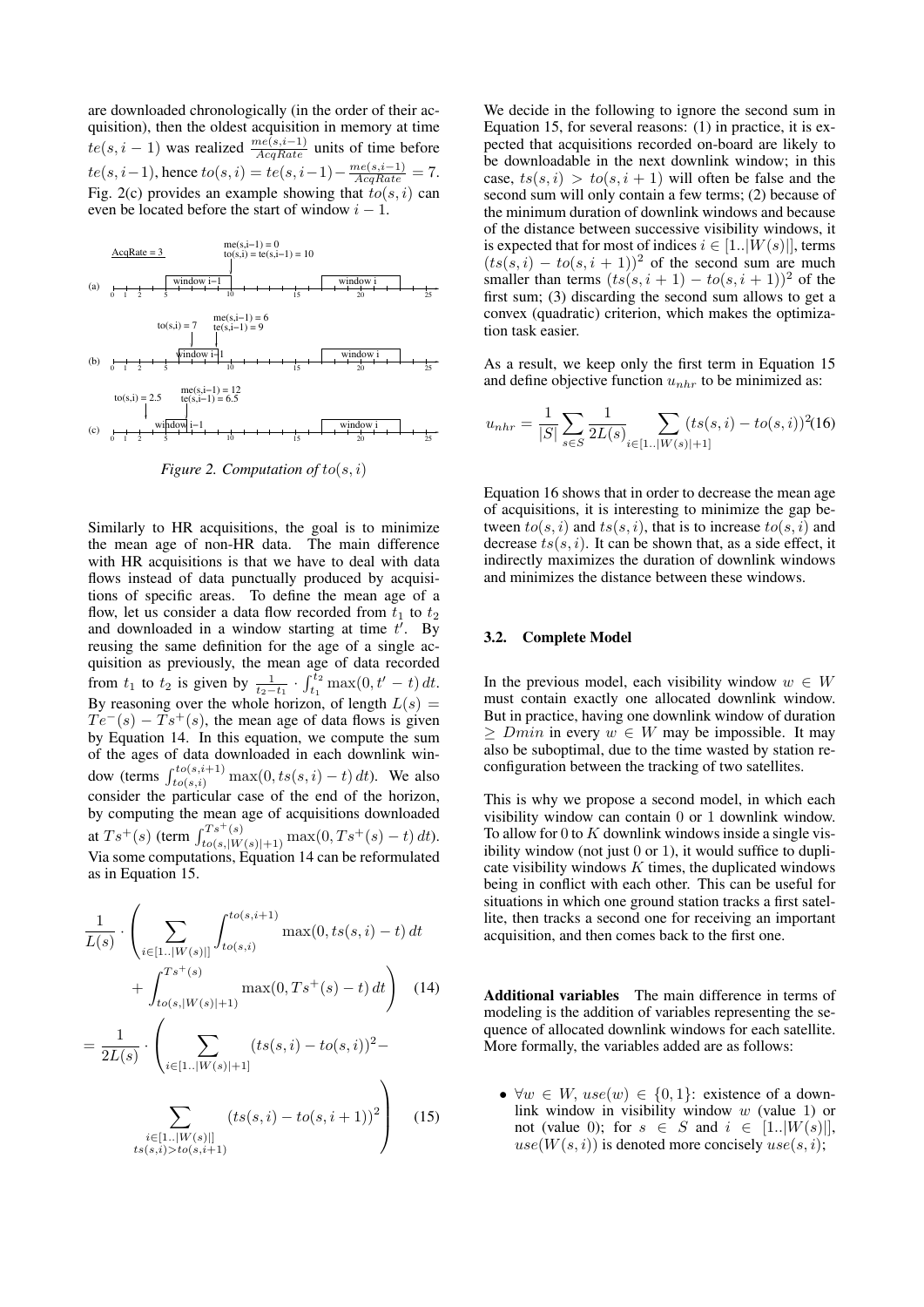are downloaded chronologically (in the order of their acquisition), then the oldest acquisition in memory at time $te(s, i-1)$ was realized $\frac{me(s,i-1)}{AcqRate}$ units of time before $te(s, i-1)$, hence $to(s, i) = te(s, i-1) - \frac{me(s,i-1)}{AcqRate} = 7$. Fig. 2(c) provides an example showing that $to(s, i)$ can even be located before the start of window $i-1$.

*Figure 2. Computation of $to(s, i)$*

Similarly to HR acquisitions, the goal is to minimize the mean age of non-HR data. The main difference with HR acquisitions is that we have to deal with data flows instead of data punctually produced by acquisitions of specific areas. To define the mean age of a flow, let us consider a data flow recorded from $t_1$ to $t_2$ and downloaded in a window starting at time $t'$. By reusing the same definition for the age of a single acquisition as previously, the mean age of data recorded from $t_1$ to $t_2$ is given by $\frac{1}{t_2-t_1} \cdot \int_{t_1}^{t_2} \max(0, t'-t)\,dt$. By reasoning over the whole horizon, of length $L(s) = Te^-(s) - Ts^+(s)$, the mean age of data flows is given by Equation 14. In this equation, we compute the sum of the ages of data downloaded in each downlink window (terms $\int_{to(s,i)}^{to(s,i+1)} \max(0, ts(s,i) - t)\,dt$). We also consider the particular case of the end of the horizon, by computing the mean age of acquisitions downloaded at $Ts^+(s)$ (term $\int_{to(s,|W(s)|+1)}^{Ts^+(s)} \max(0, Ts^+(s) - t)\,dt$). Via some computations, Equation 14 can be reformulated as in Equation 15.

$$\frac{1}{L(s)} \cdot \left( \sum_{i \in [1..|W(s)|]} \int_{to(s,i)}^{to(s,i+1)} \max(0, ts(s,i) - t)\,dt + \int_{to(s,|W(s)|+1)}^{Ts^+(s)} \max(0, Ts^+(s) - t)\,dt \right) \quad (14)$$

$$= \frac{1}{2L(s)} \cdot \left( \sum_{i \in [1..|W(s)|+1]} (ts(s,i) - to(s,i))^2 - \sum_{\substack{i \in [1..|W(s)|] \\ ts(s,i) > to(s,i+1)}} (ts(s,i) - to(s,i+1))^2 \right) \quad (15)$$

We decide in the following to ignore the second sum in Equation 15, for several reasons: (1) in practice, it is expected that acquisitions recorded on-board are likely to be downloadable in the next downlink window; in this case, $ts(s,i) > to(s,i+1)$ will often be false and the second sum will only contain a few terms; (2) because of the minimum duration of downlink windows and because of the distance between successive visibility windows, it is expected that for most of indices $i \in [1..|W(s)|]$, terms $(ts(s,i) - to(s,i+1))^2$ of the second sum are much smaller than terms $(ts(s,i+1) - to(s,i+1))^2$ of the first sum; (3) discarding the second sum allows to get a convex (quadratic) criterion, which makes the optimization task easier.

As a result, we keep only the first term in Equation 15 and define objective function $u_{nhr}$ to be minimized as:

$$u_{nhr} = \frac{1}{|S|} \sum_{s \in S} \frac{1}{2L(s)} \sum_{i \in [1..|W(s)|+1]} (ts(s,i) - to(s,i))^2 \quad (16)$$

Equation 16 shows that in order to decrease the mean age of acquisitions, it is interesting to minimize the gap between $to(s,i)$ and $ts(s,i)$, that is to increase $to(s,i)$ and decrease $ts(s,i)$. It can be shown that, as a side effect, it indirectly maximizes the duration of downlink windows and minimizes the distance between these windows.

### 3.2. Complete Model

In the previous model, each visibility window $w \in W$ must contain exactly one allocated downlink window. But in practice, having one downlink window of duration $\geq Dmin$ in every $w \in W$ may be impossible. It may also be suboptimal, due to the time wasted by station reconfiguration between the tracking of two satellites.

This is why we propose a second model, in which each visibility window can contain 0 or 1 downlink window. To allow for 0 to $K$ downlink windows inside a single visibility window (not just 0 or 1), it would suffice to duplicate visibility windows $K$ times, the duplicated windows being in conflict with each other. This can be useful for situations in which one ground station tracks a first satellite, then tracks a second one for receiving an important acquisition, and then comes back to the first one.

**Additional variables** The main difference in terms of modeling is the addition of variables representing the sequence of allocated downlink windows for each satellite. More formally, the variables added are as follows:

- $\forall w \in W$, $use(w) \in \{0, 1\}$: existence of a downlink window in visibility window $w$ (value 1) or not (value 0); for $s \in S$ and $i \in [1..|W(s)|]$, $use(W(s,i))$ is denoted more concisely $use(s,i)$;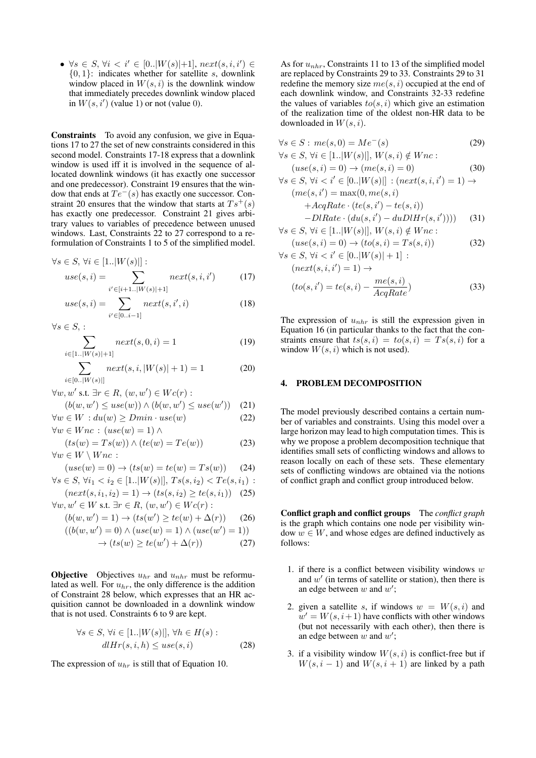- $\forall s \in S$, $\forall i < i' \in [0..|W(s)|+1]$, $next(s,i,i') \in \{0,1\}$: indicates whether for satellite $s$, downlink window placed in $W(s,i)$ is the downlink window that immediately precedes downlink window placed in $W(s,i')$ (value 1) or not (value 0).

**Constraints** To avoid any confusion, we give in Equations 17 to 27 the set of new constraints considered in this second model. Constraints 17-18 express that a downlink window is used iff it is involved in the sequence of allocated downlink windows (it has exactly one successor and one predecessor). Constraint 19 ensures that the window that ends at $Te^{-}(s)$ has exactly one successor. Constraint 20 ensures that the window that starts at $Ts^{+}(s)$ has exactly one predecessor. Constraint 21 gives arbitrary values to variables of precedence between unused windows. Last, Constraints 22 to 27 correspond to a reformulation of Constraints 1 to 5 of the simplified model.

$$\forall s \in S,\, \forall i \in [1..|W(s)|]:$$

$$use(s,i) = \sum_{i' \in [i+1..|W(s)|+1]} next(s,i,i') \tag{17}$$

$$use(s,i) = \sum_{i' \in [0..i-1]} next(s,i',i) \tag{18}$$

$$\forall s \in S, :$$

$$\sum_{i \in [1..|W(s)|+1]} next(s,0,i) = 1 \tag{19}$$

$$\sum_{i \in [0..|W(s)|]} next(s,i,|W(s)|+1) = 1 \tag{20}$$

$$\forall w,w' \text{ s.t. } \exists r \in R,\, (w,w') \in Wc(r):$$

$$(b(w,w') \leq use(w)) \wedge (b(w,w') \leq use(w')) \tag{21}$$

$$\forall w \in W \,: du(w) \geq Dmin \cdot use(w) \tag{22}$$

$$\forall w \in Wnc \,: (use(w)=1) \wedge$$

$$(ts(w) = Ts(w)) \wedge (te(w) = Te(w)) \tag{23}$$

$$\forall w \in W \setminus Wnc \,:$$

$$(use(w)=0) \rightarrow (ts(w) = te(w) = Ts(w)) \tag{24}$$

$$\forall s \in S,\, \forall i_1 < i_2 \in [1..|W(s)|],\, Ts(s,i_2) < Te(s,i_1) \,:$$

$$(next(s,i_1,i_2)=1) \rightarrow (ts(s,i_2) \geq te(s,i_1)) \tag{25}$$

$$\forall w,w' \in W \text{ s.t. } \exists r \in R,\, (w,w') \in Wc(r):$$

$$(b(w,w')=1) \rightarrow (ts(w') \geq te(w) + \Delta(r)) \tag{26}$$

$$((b(w,w')=0) \wedge (use(w)=1) \wedge (use(w')=1)) \rightarrow (ts(w) \geq te(w') + \Delta(r)) \tag{27}$$

**Objective** Objectives $u_{hr}$ and $u_{nhr}$ must be reformulated as well. For $u_{hr}$, the only difference is the addition of Constraint 28 below, which expresses that an HR acquisition cannot be downloaded in a downlink window that is not used. Constraints 6 to 9 are kept.

$$\forall s \in S,\, \forall i \in [1..|W(s)|],\, \forall h \in H(s):$$
$$dlHr(s,i,h) \leq use(s,i) \tag{28}$$

The expression of $u_{hr}$ is still that of Equation 10.

As for $u_{nhr}$, Constraints 11 to 13 of the simplified model are replaced by Constraints 29 to 33. Constraints 29 to 31 redefine the memory size $me(s,i)$ occupied at the end of each downlink window, and Constraints 32-33 redefine the values of variables $to(s,i)$ which give an estimation of the realization time of the oldest non-HR data to be downloaded in $W(s,i)$.

$$\forall s \in S: \, me(s,0) = Me^{-}(s) \tag{29}$$

$$\forall s \in S,\, \forall i \in [1..|W(s)|],\, W(s,i) \notin Wnc:$$
$$(use(s,i)=0) \rightarrow (me(s,i)=0) \tag{30}$$

$$\forall s \in S,\, \forall i < i' \in [0..|W(s)|] : (next(s,i,i')=1) \rightarrow$$
$$(me(s,i') = \max(0, me(s,i) + AcqRate \cdot (te(s,i') - te(s,i)) - DlRate \cdot (du(s,i') - duDlHr(s,i')))) \tag{31}$$

$$\forall s \in S,\, \forall i \in [1..|W(s)|],\, W(s,i) \notin Wnc:$$
$$(use(s,i)=0) \rightarrow (to(s,i) = Ts(s,i)) \tag{32}$$

$$\forall s \in S,\, \forall i < i' \in [0..|W(s)|+1] \,:$$
$$(next(s,i,i')=1) \rightarrow$$
$$(to(s,i') = te(s,i) - \frac{me(s,i)}{AcqRate}) \tag{33}$$

The expression of $u_{nhr}$ is still the expression given in Equation 16 (in particular thanks to the fact that the constraints ensure that $ts(s,i) = to(s,i) = Ts(s,i)$ for a window $W(s,i)$ which is not used).

## 4. PROBLEM DECOMPOSITION

The model previously described contains a certain number of variables and constraints. Using this model over a large horizon may lead to high computation times. This is why we propose a problem decomposition technique that identifies small sets of conflicting windows and allows to reason locally on each of these sets. These elementary sets of conflicting windows are obtained via the notions of conflict graph and conflict group introduced below.

**Conflict graph and conflict groups** The *conflict graph* is the graph which contains one node per visibility window $w \in W$, and whose edges are defined inductively as follows:

1. if there is a conflict between visibility windows $w$ and $w'$ (in terms of satellite or station), then there is an edge between $w$ and $w'$;
2. given a satellite $s$, if windows $w = W(s,i)$ and $w' = W(s,i+1)$ have conflicts with other windows (but not necessarily with each other), then there is an edge between $w$ and $w'$;
3. if a visibility window $W(s,i)$ is conflict-free but if $W(s,i-1)$ and $W(s,i+1)$ are linked by a path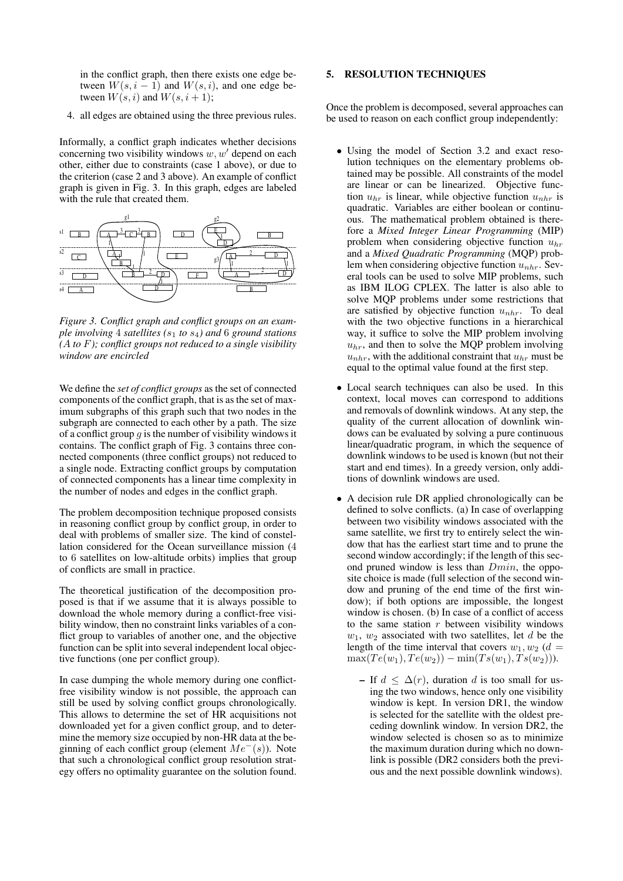in the conflict graph, then there exists one edge between $W(s, i-1)$ and $W(s, i)$, and one edge between $W(s, i)$ and $W(s, i+1)$;

4. all edges are obtained using the three previous rules.

Informally, a conflict graph indicates whether decisions concerning two visibility windows $w, w'$ depend on each other, either due to constraints (case 1 above), or due to the criterion (case 2 and 3 above). An example of conflict graph is given in Fig. 3. In this graph, edges are labeled with the rule that created them.

*Figure 3. Conflict graph and conflict groups on an example involving 4 satellites ($s_1$ to $s_4$) and 6 ground stations ($A$ to $F$); conflict groups not reduced to a single visibility window are encircled*

We define the *set of conflict groups* as the set of connected components of the conflict graph, that is as the set of maximum subgraphs of this graph such that two nodes in the subgraph are connected to each other by a path. The size of a conflict group $g$ is the number of visibility windows it contains. The conflict graph of Fig. 3 contains three connected components (three conflict groups) not reduced to a single node. Extracting conflict groups by computation of connected components has a linear time complexity in the number of nodes and edges in the conflict graph.

The problem decomposition technique proposed consists in reasoning conflict group by conflict group, in order to deal with problems of smaller size. The kind of constellation considered for the Ocean surveillance mission (4 to 6 satellites on low-altitude orbits) implies that group of conflicts are small in practice.

The theoretical justification of the decomposition proposed is that if we assume that it is always possible to download the whole memory during a conflict-free visibility window, then no constraint links variables of a conflict group to variables of another one, and the objective function can be split into several independent local objective functions (one per conflict group).

In case dumping the whole memory during one conflict-free visibility window is not possible, the approach can still be used by solving conflict groups chronologically. This allows to determine the set of HR acquisitions not downloaded yet for a given conflict group, and to determine the memory size occupied by non-HR data at the beginning of each conflict group (element $Me^{-}(s)$). Note that such a chronological conflict group resolution strategy offers no optimality guarantee on the solution found.

## 5. RESOLUTION TECHNIQUES

Once the problem is decomposed, several approaches can be used to reason on each conflict group independently:

- Using the model of Section 3.2 and exact resolution techniques on the elementary problems obtained may be possible. All constraints of the model are linear or can be linearized. Objective function $u_{hr}$ is linear, while objective function $u_{nhr}$ is quadratic. Variables are either boolean or continuous. The mathematical problem obtained is therefore a *Mixed Integer Linear Programming* (MIP) problem when considering objective function $u_{hr}$ and a *Mixed Quadratic Programming* (MQP) problem when considering objective function $u_{nhr}$. Several tools can be used to solve MIP problems, such as IBM ILOG CPLEX. The latter is also able to solve MQP problems under some restrictions that are satisfied by objective function $u_{nhr}$. To deal with the two objective functions in a hierarchical way, it suffice to solve the MIP problem involving $u_{hr}$, and then to solve the MQP problem involving $u_{nhr}$, with the additional constraint that $u_{hr}$ must be equal to the optimal value found at the first step.
- Local search techniques can also be used. In this context, local moves can correspond to additions and removals of downlink windows. At any step, the quality of the current allocation of downlink windows can be evaluated by solving a pure continuous linear/quadratic program, in which the sequence of downlink windows to be used is known (but not their start and end times). In a greedy version, only additions of downlink windows are used.
- A decision rule DR applied chronologically can be defined to solve conflicts. (a) In case of overlapping between two visibility windows associated with the same satellite, we first try to entirely select the window that has the earliest start time and to prune the second window accordingly; if the length of this second pruned window is less than $Dmin$, the opposite choice is made (full selection of the second window and pruning of the end time of the first window); if both options are impossible, the longest window is chosen. (b) In case of a conflict of access to the same station $r$ between visibility windows $w_1$, $w_2$ associated with two satellites, let $d$ be the length of the time interval that covers $w_1, w_2$ ($d = \max(Te(w_1), Te(w_2)) - \min(Ts(w_1), Ts(w_2))$).
  - If $d \leq \Delta(r)$, duration $d$ is too small for using the two windows, hence only one visibility window is kept. In version DR1, the window is selected for the satellite with the oldest preceding downlink window. In version DR2, the window selected is chosen so as to minimize the maximum duration during which no downlink is possible (DR2 considers both the previous and the next possible downlink windows).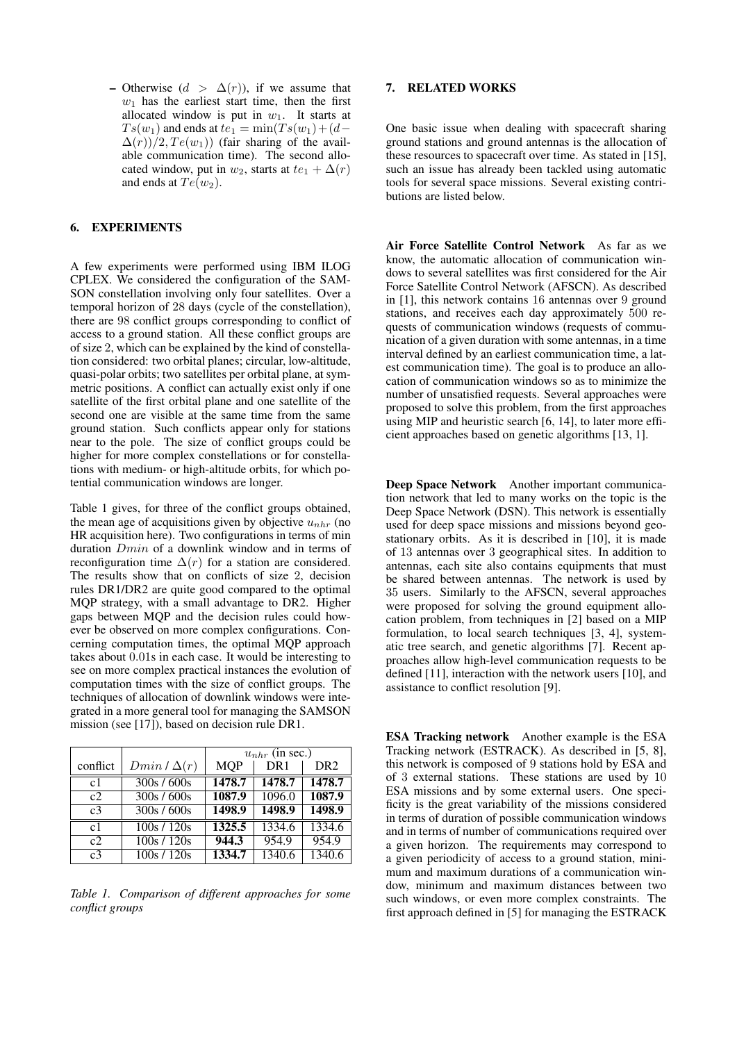– Otherwise ($d > \Delta(r)$), if we assume that $w_1$ has the earliest start time, then the first allocated window is put in $w_1$. It starts at $Ts(w_1)$ and ends at $te_1 = \min(Ts(w_1) + (d - \Delta(r))/2, Te(w_1))$ (fair sharing of the available communication time). The second allocated window, put in $w_2$, starts at $te_1 + \Delta(r)$ and ends at $Te(w_2)$.

## 6. EXPERIMENTS

A few experiments were performed using IBM ILOG CPLEX. We considered the configuration of the SAMSON constellation involving only four satellites. Over a temporal horizon of 28 days (cycle of the constellation), there are 98 conflict groups corresponding to conflict of access to a ground station. All these conflict groups are of size 2, which can be explained by the kind of constellation considered: two orbital planes; circular, low-altitude, quasi-polar orbits; two satellites per orbital plane, at symmetric positions. A conflict can actually exist only if one satellite of the first orbital plane and one satellite of the second one are visible at the same time from the same ground station. Such conflicts appear only for stations near to the pole. The size of conflict groups could be higher for more complex constellations or for constellations with medium- or high-altitude orbits, for which potential communication windows are longer.

Table 1 gives, for three of the conflict groups obtained, the mean age of acquisitions given by objective $u_{nhr}$ (no HR acquisition here). Two configurations in terms of min duration $Dmin$ of a downlink window and in terms of reconfiguration time $\Delta(r)$ for a station are considered. The results show that on conflicts of size 2, decision rules DR1/DR2 are quite good compared to the optimal MQP strategy, with a small advantage to DR2. Higher gaps between MQP and the decision rules could however be observed on more complex configurations. Concerning computation times, the optimal MQP approach takes about 0.01s in each case. It would be interesting to see on more complex practical instances the evolution of computation times with the size of conflict groups. The techniques of allocation of downlink windows were integrated in a more general tool for managing the SAMSON mission (see [17]), based on decision rule DR1.

| | | $u_{nhr}$ (in sec.) | | |
|---|---|---|---|---|
| conflict | $Dmin$ / $\Delta(r)$ | MQP | DR1 | DR2 |
| c1 | 300s / 600s | **1478.7** | **1478.7** | **1478.7** |
| c2 | 300s / 600s | **1087.9** | 1096.0 | **1087.9** |
| c3 | 300s / 600s | **1498.9** | **1498.9** | **1498.9** |
| c1 | 100s / 120s | **1325.5** | 1334.6 | 1334.6 |
| c2 | 100s / 120s | **944.3** | 954.9 | 954.9 |
| c3 | 100s / 120s | **1334.7** | 1340.6 | 1340.6 |

*Table 1. Comparison of different approaches for some conflict groups*

## 7. RELATED WORKS

One basic issue when dealing with spacecraft sharing ground stations and ground antennas is the allocation of these resources to spacecraft over time. As stated in [15], such an issue has already been tackled using automatic tools for several space missions. Several existing contributions are listed below.

**Air Force Satellite Control Network** As far as we know, the automatic allocation of communication windows to several satellites was first considered for the Air Force Satellite Control Network (AFSCN). As described in [1], this network contains 16 antennas over 9 ground stations, and receives each day approximately 500 requests of communication windows (requests of communication of a given duration with some antennas, in a time interval defined by an earliest communication time, a latest communication time). The goal is to produce an allocation of communication windows so as to minimize the number of unsatisfied requests. Several approaches were proposed to solve this problem, from the first approaches using MIP and heuristic search [6, 14], to later more efficient approaches based on genetic algorithms [13, 1].

**Deep Space Network** Another important communication network that led to many works on the topic is the Deep Space Network (DSN). This network is essentially used for deep space missions and missions beyond geostationary orbits. As it is described in [10], it is made of 13 antennas over 3 geographical sites. In addition to antennas, each site also contains equipments that must be shared between antennas. The network is used by 35 users. Similarly to the AFSCN, several approaches were proposed for solving the ground equipment allocation problem, from techniques in [2] based on a MIP formulation, to local search techniques [3, 4], systematic tree search, and genetic algorithms [7]. Recent approaches allow high-level communication requests to be defined [11], interaction with the network users [10], and assistance to conflict resolution [9].

**ESA Tracking network** Another example is the ESA Tracking network (ESTRACK). As described in [5, 8], this network is composed of 9 stations hold by ESA and of 3 external stations. These stations are used by 10 ESA missions and by some external users. One specificity is the great variability of the missions considered in terms of duration of possible communication windows and in terms of number of communications required over a given horizon. The requirements may correspond to a given periodicity of access to a ground station, minimum and maximum durations of a communication window, minimum and maximum distances between two such windows, or even more complex constraints. The first approach defined in [5] for managing the ESTRACK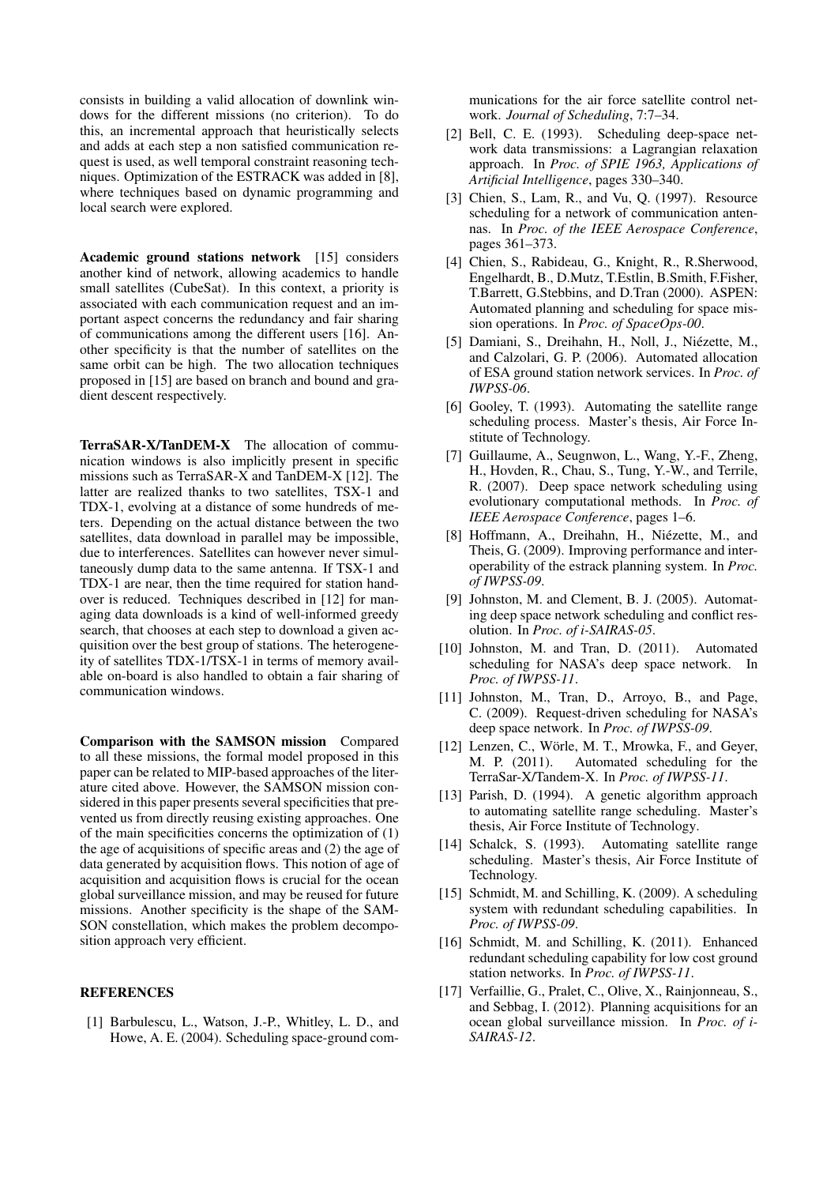consists in building a valid allocation of downlink windows for the different missions (no criterion). To do this, an incremental approach that heuristically selects and adds at each step a non satisfied communication request is used, as well temporal constraint reasoning techniques. Optimization of the ESTRACK was added in [8], where techniques based on dynamic programming and local search were explored.

**Academic ground stations network** [15] considers another kind of network, allowing academics to handle small satellites (CubeSat). In this context, a priority is associated with each communication request and an important aspect concerns the redundancy and fair sharing of communications among the different users [16]. Another specificity is that the number of satellites on the same orbit can be high. The two allocation techniques proposed in [15] are based on branch and bound and gradient descent respectively.

**TerraSAR-X/TanDEM-X** The allocation of communication windows is also implicitly present in specific missions such as TerraSAR-X and TanDEM-X [12]. The latter are realized thanks to two satellites, TSX-1 and TDX-1, evolving at a distance of some hundreds of meters. Depending on the actual distance between the two satellites, data download in parallel may be impossible, due to interferences. Satellites can however never simultaneously dump data to the same antenna. If TSX-1 and TDX-1 are near, then the time required for station handover is reduced. Techniques described in [12] for managing data downloads is a kind of well-informed greedy search, that chooses at each step to download a given acquisition over the best group of stations. The heterogeneity of satellites TDX-1/TSX-1 in terms of memory available on-board is also handled to obtain a fair sharing of communication windows.

**Comparison with the SAMSON mission** Compared to all these missions, the formal model proposed in this paper can be related to MIP-based approaches of the literature cited above. However, the SAMSON mission considered in this paper presents several specificities that prevented us from directly reusing existing approaches. One of the main specificities concerns the optimization of (1) the age of acquisitions of specific areas and (2) the age of data generated by acquisition flows. This notion of age of acquisition and acquisition flows is crucial for the ocean global surveillance mission, and may be reused for future missions. Another specificity is the shape of the SAMSON constellation, which makes the problem decomposition approach very efficient.

## REFERENCES

[1] Barbulescu, L., Watson, J.-P., Whitley, L. D., and Howe, A. E. (2004). Scheduling space-ground communications for the air force satellite control network. *Journal of Scheduling*, 7:7–34.

[2] Bell, C. E. (1993). Scheduling deep-space network data transmissions: a Lagrangian relaxation approach. In *Proc. of SPIE 1963, Applications of Artificial Intelligence*, pages 330–340.

[3] Chien, S., Lam, R., and Vu, Q. (1997). Resource scheduling for a network of communication antennas. In *Proc. of the IEEE Aerospace Conference*, pages 361–373.

[4] Chien, S., Rabideau, G., Knight, R., R.Sherwood, Engelhardt, B., D.Mutz, T.Estlin, B.Smith, F.Fisher, T.Barrett, G.Stebbins, and D.Tran (2000). ASPEN: Automated planning and scheduling for space mission operations. In *Proc. of SpaceOps-00*.

[5] Damiani, S., Dreihahn, H., Noll, J., Niézette, M., and Calzolari, G. P. (2006). Automated allocation of ESA ground station network services. In *Proc. of IWPSS-06*.

[6] Gooley, T. (1993). Automating the satellite range scheduling process. Master's thesis, Air Force Institute of Technology.

[7] Guillaume, A., Seugnwon, L., Wang, Y.-F., Zheng, H., Hovden, R., Chau, S., Tung, Y.-W., and Terrile, R. (2007). Deep space network scheduling using evolutionary computational methods. In *Proc. of IEEE Aerospace Conference*, pages 1–6.

[8] Hoffmann, A., Dreihahn, H., Niézette, M., and Theis, G. (2009). Improving performance and interoperability of the estrack planning system. In *Proc. of IWPSS-09*.

[9] Johnston, M. and Clement, B. J. (2005). Automating deep space network scheduling and conflict resolution. In *Proc. of i-SAIRAS-05*.

[10] Johnston, M. and Tran, D. (2011). Automated scheduling for NASA's deep space network. In *Proc. of IWPSS-11*.

[11] Johnston, M., Tran, D., Arroyo, B., and Page, C. (2009). Request-driven scheduling for NASA's deep space network. In *Proc. of IWPSS-09*.

[12] Lenzen, C., Wörle, M. T., Mrowka, F., and Geyer, M. P. (2011). Automated scheduling for the TerraSar-X/Tandem-X. In *Proc. of IWPSS-11*.

[13] Parish, D. (1994). A genetic algorithm approach to automating satellite range scheduling. Master's thesis, Air Force Institute of Technology.

[14] Schalck, S. (1993). Automating satellite range scheduling. Master's thesis, Air Force Institute of Technology.

[15] Schmidt, M. and Schilling, K. (2009). A scheduling system with redundant scheduling capabilities. In *Proc. of IWPSS-09*.

[16] Schmidt, M. and Schilling, K. (2011). Enhanced redundant scheduling capability for low cost ground station networks. In *Proc. of IWPSS-11*.

[17] Verfaillie, G., Pralet, C., Olive, X., Rainjonneau, S., and Sebbag, I. (2012). Planning acquisitions for an ocean global surveillance mission. In *Proc. of i-SAIRAS-12*.